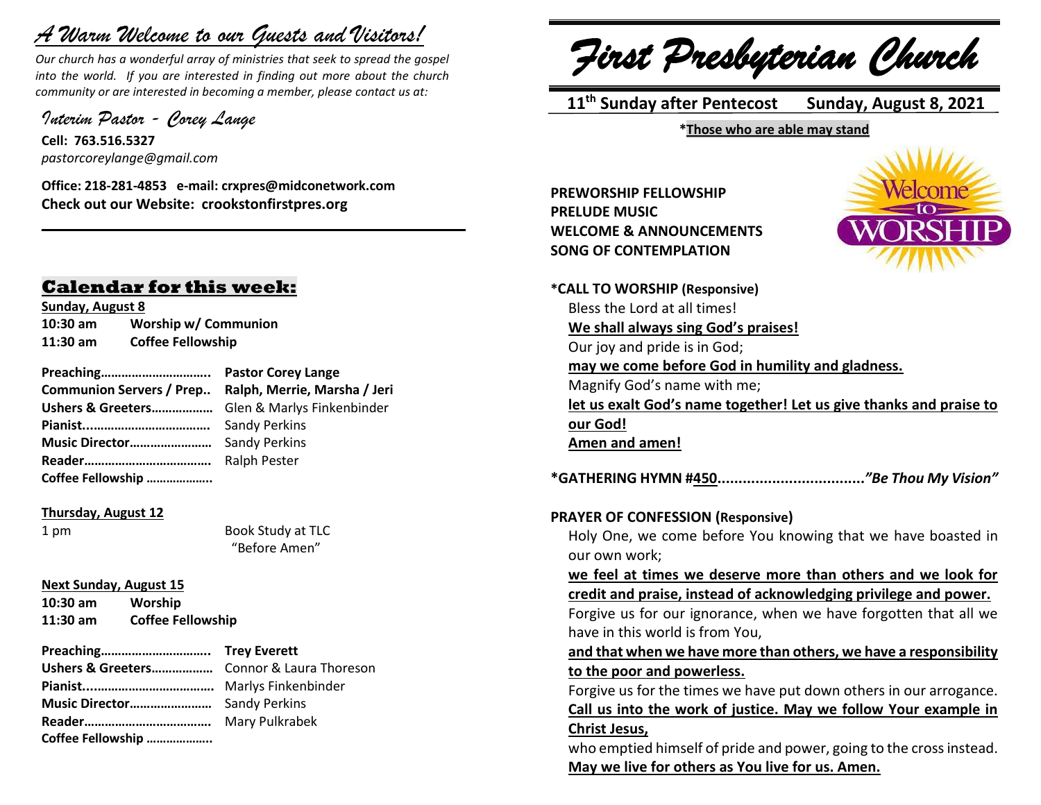# *A Warm Welcome to our Guests and Visitors!*

*Our church has a wonderful array of ministries that seek to spread the gospel into the world. If you are interested in finding out more about the church community or are interested in becoming a member, please contact us at:*

*Interim Pastor - Corey Lange*

**Cell: 763.516.5327**
*pastorcoreylange@gmail.com*

**Office: 218-281-4853 e-mail: crxpres@midconetwork.com**
**Check out our Website: crookstonfirstpres.org**

## Calendar for this week:

**Sunday, August 8**

**10:30 am** **Worship w/ Communion**
**11:30 am** **Coffee Fellowship**

**Preaching…………………………..** **Pastor Corey Lange**
**Communion Servers / Prep..** **Ralph, Merrie, Marsha / Jeri**
**Ushers & Greeters………………** Glen & Marlys Finkenbinder
**Pianist....................................** Sandy Perkins
**Music Director……………………** Sandy Perkins
**Reader………………………………** Ralph Pester
**Coffee Fellowship ………………..**

**Thursday, August 12**

1 pm Book Study at TLC "Before Amen"

**Next Sunday, August 15**

**10:30 am** **Worship**
**11:30 am** **Coffee Fellowship**

**Preaching…………………………..** **Trey Everett**
**Ushers & Greeters………………** Connor & Laura Thoreson
**Pianist....................................** Marlys Finkenbinder
**Music Director……………………** Sandy Perkins
**Reader………………………………** Mary Pulkrabek
**Coffee Fellowship ………………..**

# *First Presbyterian Church*

**11th Sunday after Pentecost Sunday, August 8, 2021**

**\*Those who are able may stand**

**PREWORSHIP FELLOWSHIP**
**PRELUDE MUSIC**
**WELCOME & ANNOUNCEMENTS**
**SONG OF CONTEMPLATION**

**\*CALL TO WORSHIP (Responsive)**

Bless the Lord at all times!
**We shall always sing God's praises!**
Our joy and pride is in God;
**may we come before God in humility and gladness.**
Magnify God's name with me;
**let us exalt God's name together! Let us give thanks and praise to our God!**
**Amen and amen!**

**\*GATHERING HYMN #450...................................** ***"Be Thou My Vision"***

**PRAYER OF CONFESSION (Responsive)**

Holy One, we come before You knowing that we have boasted in our own work;
**we feel at times we deserve more than others and we look for credit and praise, instead of acknowledging privilege and power.**
Forgive us for our ignorance, when we have forgotten that all we have in this world is from You,
**and that when we have more than others, we have a responsibility to the poor and powerless.**
Forgive us for the times we have put down others in our arrogance.
**Call us into the work of justice. May we follow Your example in Christ Jesus,**
who emptied himself of pride and power, going to the cross instead.
**May we live for others as You live for us. Amen.**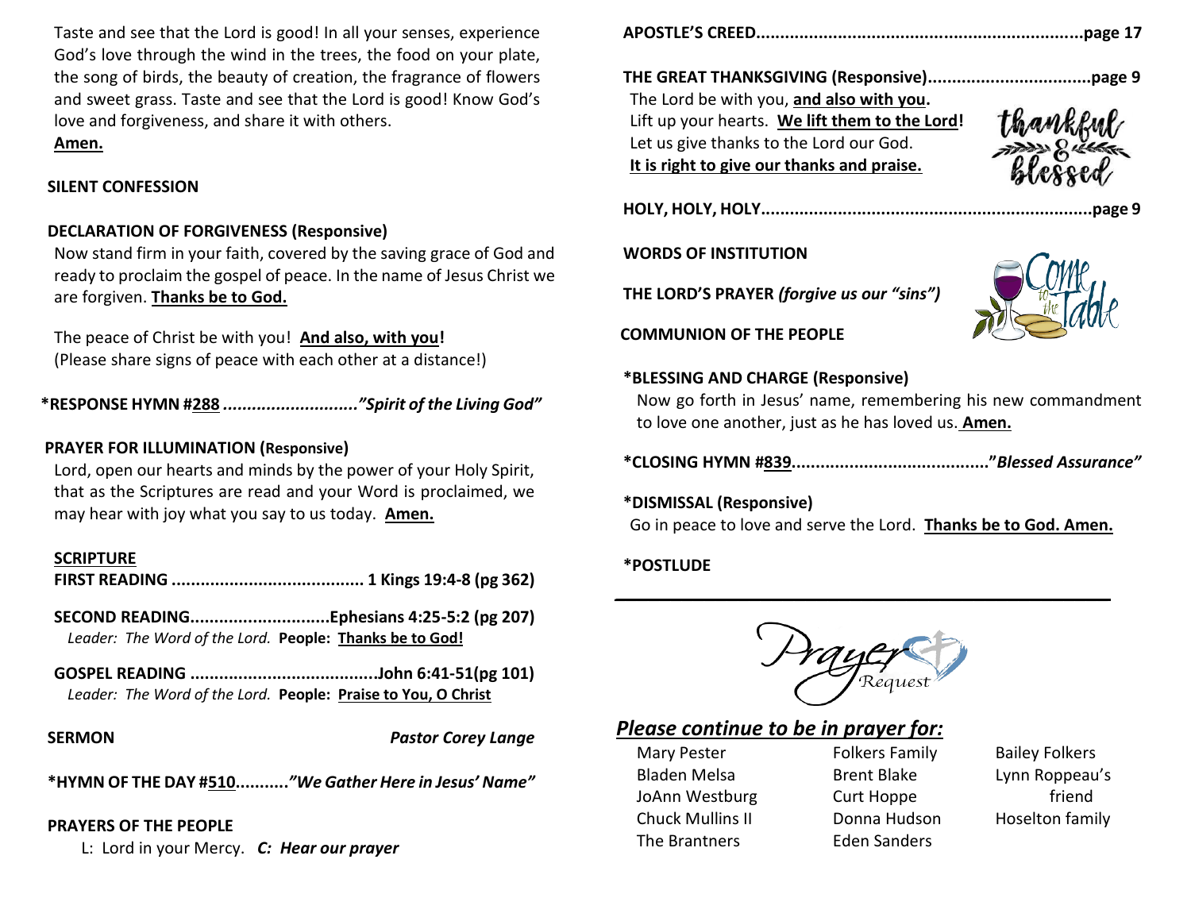Taste and see that the Lord is good! In all your senses, experience God's love through the wind in the trees, the food on your plate, the song of birds, the beauty of creation, the fragrance of flowers and sweet grass. Taste and see that the Lord is good! Know God's love and forgiveness, and share it with others.
**Amen.**

**SILENT CONFESSION**

**DECLARATION OF FORGIVENESS (Responsive)**

Now stand firm in your faith, covered by the saving grace of God and ready to proclaim the gospel of peace. In the name of Jesus Christ we are forgiven. **Thanks be to God.**

The peace of Christ be with you! **And also, with you!**
(Please share signs of peace with each other at a distance!)

**\*RESPONSE HYMN #288** ............................*"Spirit of the Living God"*

**PRAYER FOR ILLUMINATION (Responsive)**

Lord, open our hearts and minds by the power of your Holy Spirit, that as the Scriptures are read and your Word is proclaimed, we may hear with joy what you say to us today. **Amen.**

**SCRIPTURE**

**FIRST READING ........................................ 1 Kings 19:4-8 (pg 362)**

**SECOND READING.............................Ephesians 4:25-5:2 (pg 207)**
*Leader: The Word of the Lord.* **People: Thanks be to God!**

**GOSPEL READING .......................................John 6:41-51(pg 101)**
*Leader: The Word of the Lord.* **People: Praise to You, O Christ**

**SERMON** *Pastor Corey Lange*

**\*HYMN OF THE DAY #510**...........*"We Gather Here in Jesus' Name"*

**PRAYERS OF THE PEOPLE**

L: Lord in your Mercy. ***C: Hear our prayer***

**APOSTLE'S CREED...................................................................page 17**

**THE GREAT THANKSGIVING (Responsive).................................page 9**

The Lord be with you, **and also with you.**
Lift up your hearts. **We lift them to the Lord!**
Let us give thanks to the Lord our God.
**It is right to give our thanks and praise.**

**HOLY, HOLY, HOLY....................................................................page 9**

**WORDS OF INSTITUTION**

**THE LORD'S PRAYER** ***(forgive us our "sins")***

**COMMUNION OF THE PEOPLE**

**\*BLESSING AND CHARGE (Responsive)**

Now go forth in Jesus' name, remembering his new commandment to love one another, just as he has loved us. **Amen.**

**\*CLOSING HYMN #839.........................................**"*Blessed Assurance"*

**\*DISMISSAL (Responsive)**

Go in peace to love and serve the Lord. **Thanks be to God. Amen.**

**\*POSTLUDE**

---

Prayer Request

## *Please continue to be in prayer for:*

| | | |
|---|---|---|
| Mary Pester | Folkers Family | Bailey Folkers |
| Bladen Melsa | Brent Blake | Lynn Roppeau's friend |
| JoAnn Westburg | Curt Hoppe | Hoselton family |
| Chuck Mullins II | Donna Hudson | |
| The Brantners | Eden Sanders | |